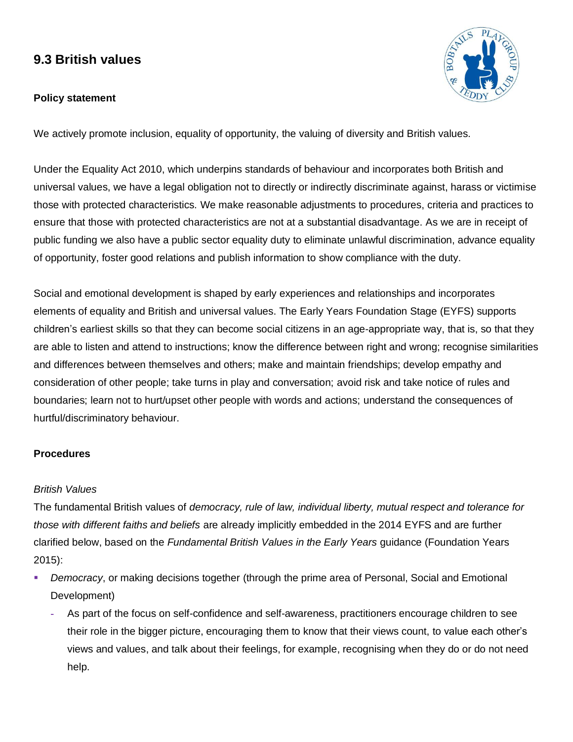## 9.3 British values

**Policy statement**

We actively promote inclusion, equality of opportunity, the valuing of diversity and British values.

Under the Equality Act 2010, which underpins standards of behaviour and incorporates both British and universal values, we have a legal obligation not to directly or indirectly discriminate against, harass or victimise those with protected characteristics. We make reasonable adjustments to procedures, criteria and practices to ensure that those with protected characteristics are not at a substantial disadvantage. As we are in receipt of public funding we also have a public sector equality duty to eliminate unlawful discrimination, advance equality of opportunity, foster good relations and publish information to show compliance with the duty.

Social and emotional development is shaped by early experiences and relationships and incorporates elements of equality and British and universal values. The Early Years Foundation Stage (EYFS) supports children's earliest skills so that they can become social citizens in an age-appropriate way, that is, so that they are able to listen and attend to instructions; know the difference between right and wrong; recognise similarities and differences between themselves and others; make and maintain friendships; develop empathy and consideration of other people; take turns in play and conversation; avoid risk and take notice of rules and boundaries; learn not to hurt/upset other people with words and actions; understand the consequences of hurtful/discriminatory behaviour.

**Procedures**

*British Values*

The fundamental British values of *democracy, rule of law, individual liberty, mutual respect and tolerance for those with different faiths and beliefs* are already implicitly embedded in the 2014 EYFS and are further clarified below, based on the *Fundamental British Values in the Early Years* guidance (Foundation Years 2015):

- *Democracy*, or making decisions together (through the prime area of Personal, Social and Emotional Development)
  - As part of the focus on self-confidence and self-awareness, practitioners encourage children to see their role in the bigger picture, encouraging them to know that their views count, to value each other's views and values, and talk about their feelings, for example, recognising when they do or do not need help.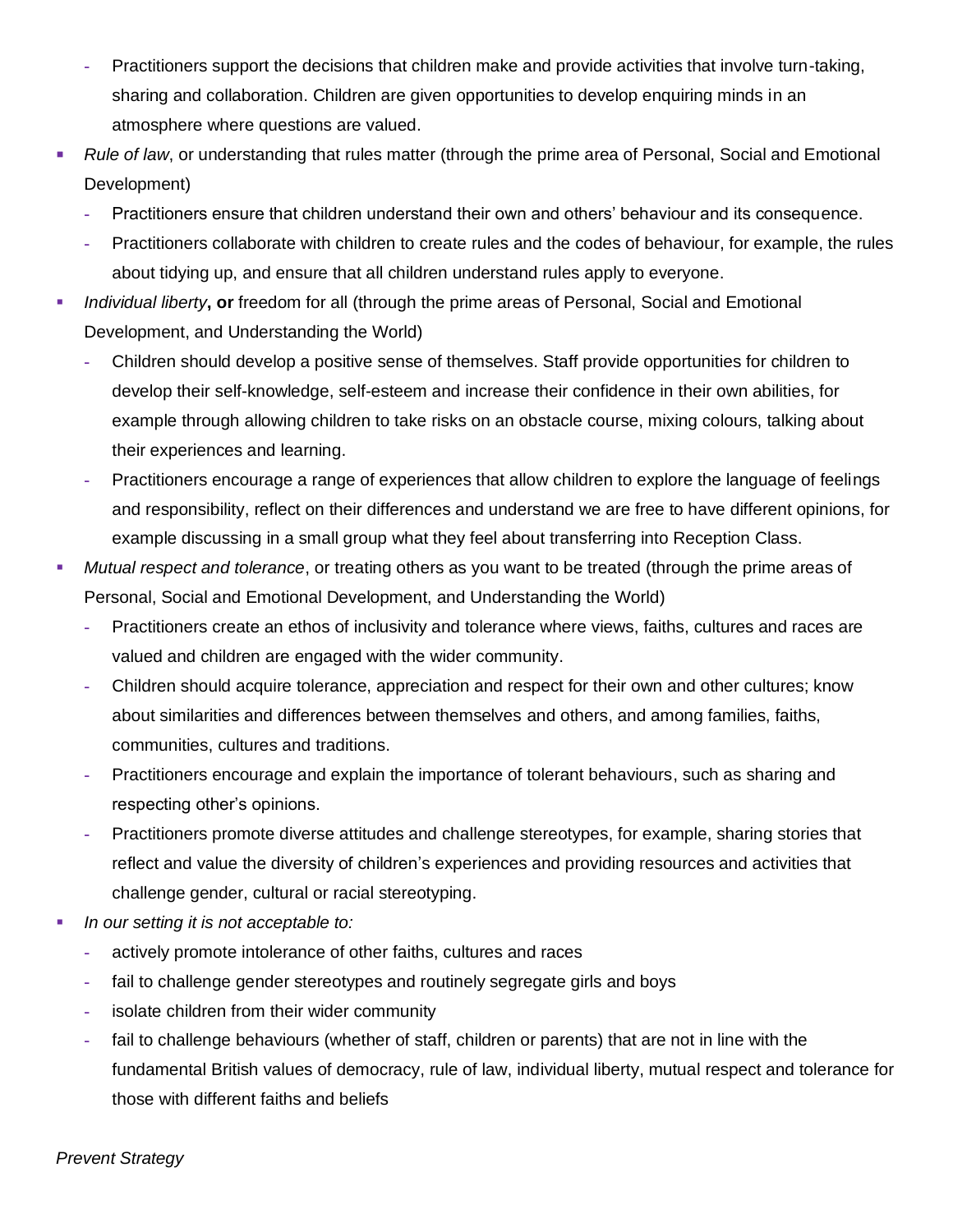- Practitioners support the decisions that children make and provide activities that involve turn-taking, sharing and collaboration. Children are given opportunities to develop enquiring minds in an atmosphere where questions are valued.
- *Rule of law*, or understanding that rules matter (through the prime area of Personal, Social and Emotional Development)
  - Practitioners ensure that children understand their own and others' behaviour and its consequence.
  - Practitioners collaborate with children to create rules and the codes of behaviour, for example, the rules about tidying up, and ensure that all children understand rules apply to everyone.
- *Individual liberty*, **or** freedom for all (through the prime areas of Personal, Social and Emotional Development, and Understanding the World)
  - Children should develop a positive sense of themselves. Staff provide opportunities for children to develop their self-knowledge, self-esteem and increase their confidence in their own abilities, for example through allowing children to take risks on an obstacle course, mixing colours, talking about their experiences and learning.
  - Practitioners encourage a range of experiences that allow children to explore the language of feelings and responsibility, reflect on their differences and understand we are free to have different opinions, for example discussing in a small group what they feel about transferring into Reception Class.
- *Mutual respect and tolerance*, or treating others as you want to be treated (through the prime areas of Personal, Social and Emotional Development, and Understanding the World)
  - Practitioners create an ethos of inclusivity and tolerance where views, faiths, cultures and races are valued and children are engaged with the wider community.
  - Children should acquire tolerance, appreciation and respect for their own and other cultures; know about similarities and differences between themselves and others, and among families, faiths, communities, cultures and traditions.
  - Practitioners encourage and explain the importance of tolerant behaviours, such as sharing and respecting other's opinions.
  - Practitioners promote diverse attitudes and challenge stereotypes, for example, sharing stories that reflect and value the diversity of children's experiences and providing resources and activities that challenge gender, cultural or racial stereotyping.
- *In our setting it is not acceptable to:*
  - actively promote intolerance of other faiths, cultures and races
  - fail to challenge gender stereotypes and routinely segregate girls and boys
  - isolate children from their wider community
  - fail to challenge behaviours (whether of staff, children or parents) that are not in line with the fundamental British values of democracy, rule of law, individual liberty, mutual respect and tolerance for those with different faiths and beliefs

*Prevent Strategy*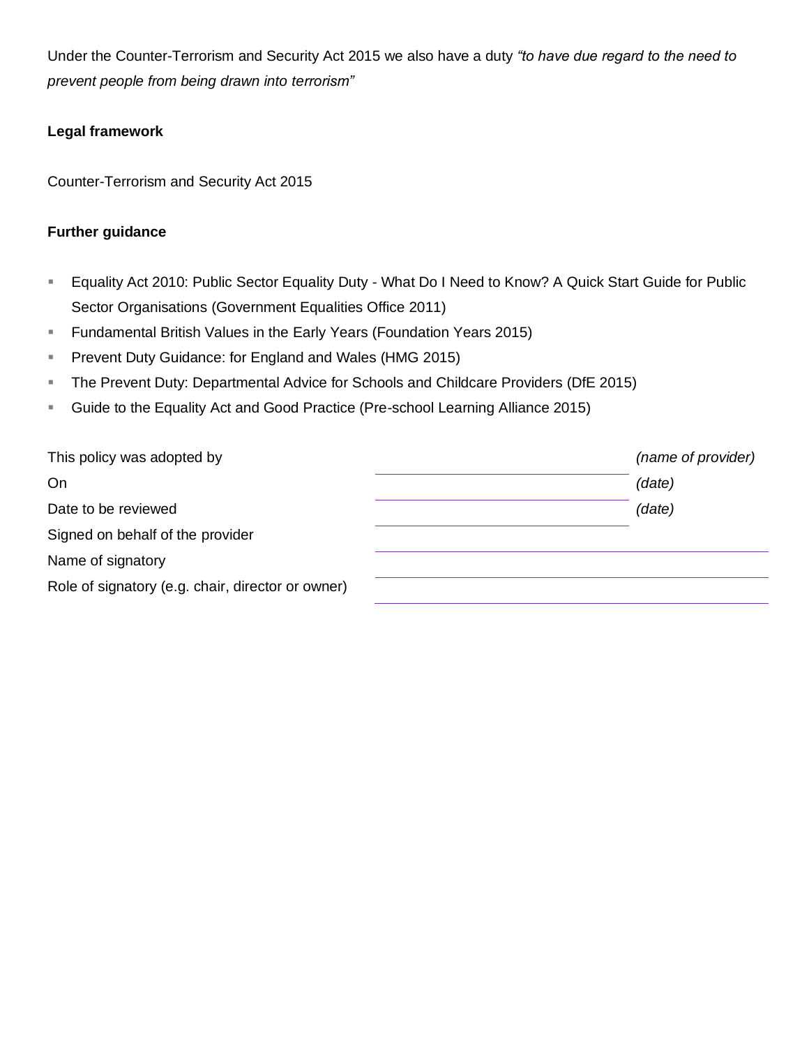Under the Counter-Terrorism and Security Act 2015 we also have a duty *"to have due regard to the need to prevent people from being drawn into terrorism"*

**Legal framework**

Counter-Terrorism and Security Act 2015

**Further guidance**

- Equality Act 2010: Public Sector Equality Duty - What Do I Need to Know? A Quick Start Guide for Public Sector Organisations (Government Equalities Office 2011)
- Fundamental British Values in the Early Years (Foundation Years 2015)
- Prevent Duty Guidance: for England and Wales (HMG 2015)
- The Prevent Duty: Departmental Advice for Schools and Childcare Providers (DfE 2015)
- Guide to the Equality Act and Good Practice (Pre-school Learning Alliance 2015)

| | | |
|---|---|---|
| This policy was adopted by | ______________________ | *(name of provider)* |
| On | ______________________ | *(date)* |
| Date to be reviewed | ______________________ | *(date)* |
| Signed on behalf of the provider | ______________________ | |
| Name of signatory | ______________________ | |
| Role of signatory (e.g. chair, director or owner) | ______________________ | |